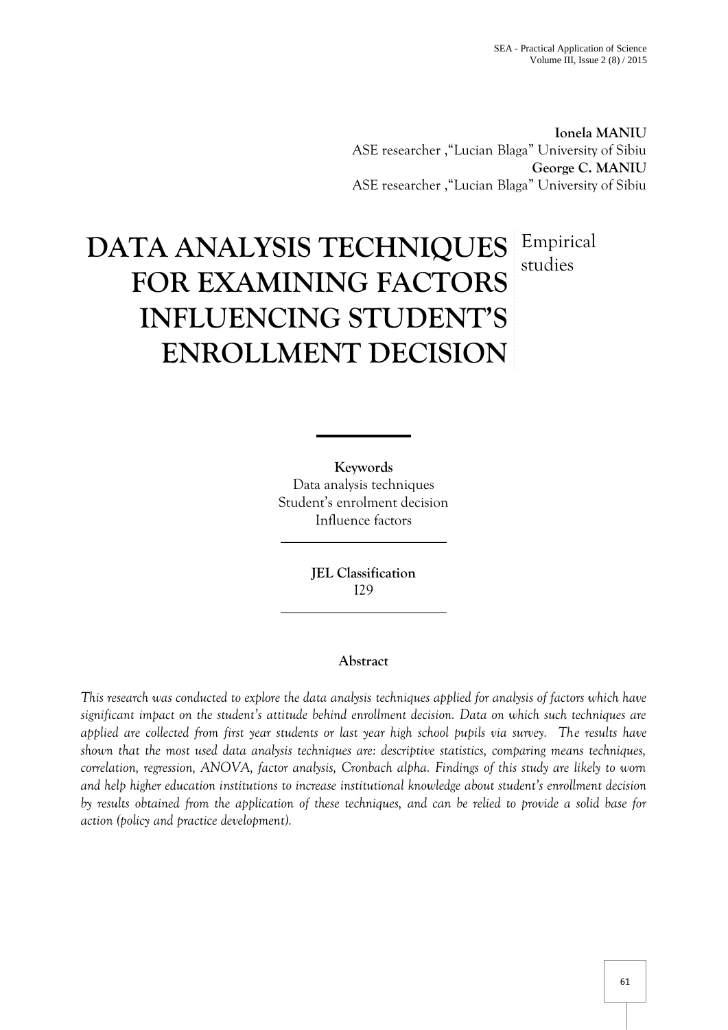**Ionela MANIU**
ASE researcher ,"Lucian Blaga" University of Sibiu
**George C. MANIU**
ASE researcher ,"Lucian Blaga" University of Sibiu

# DATA ANALYSIS TECHNIQUES FOR EXAMINING FACTORS INFLUENCING STUDENT'S ENROLLMENT DECISION

Empirical studies

**Keywords**
Data analysis techniques
Student's enrolment decision
Influence factors

**JEL Classification**
I29

**Abstract**

*This research was conducted to explore the data analysis techniques applied for analysis of factors which have significant impact on the student's attitude behind enrollment decision. Data on which such techniques are applied are collected from first year students or last year high school pupils via survey. The results have shown that the most used data analysis techniques are: descriptive statistics, comparing means techniques, correlation, regression, ANOVA, factor analysis, Cronbach alpha. Findings of this study are likely to worn and help higher education institutions to increase institutional knowledge about student's enrollment decision by results obtained from the application of these techniques, and can be relied to provide a solid base for action (policy and practice development).*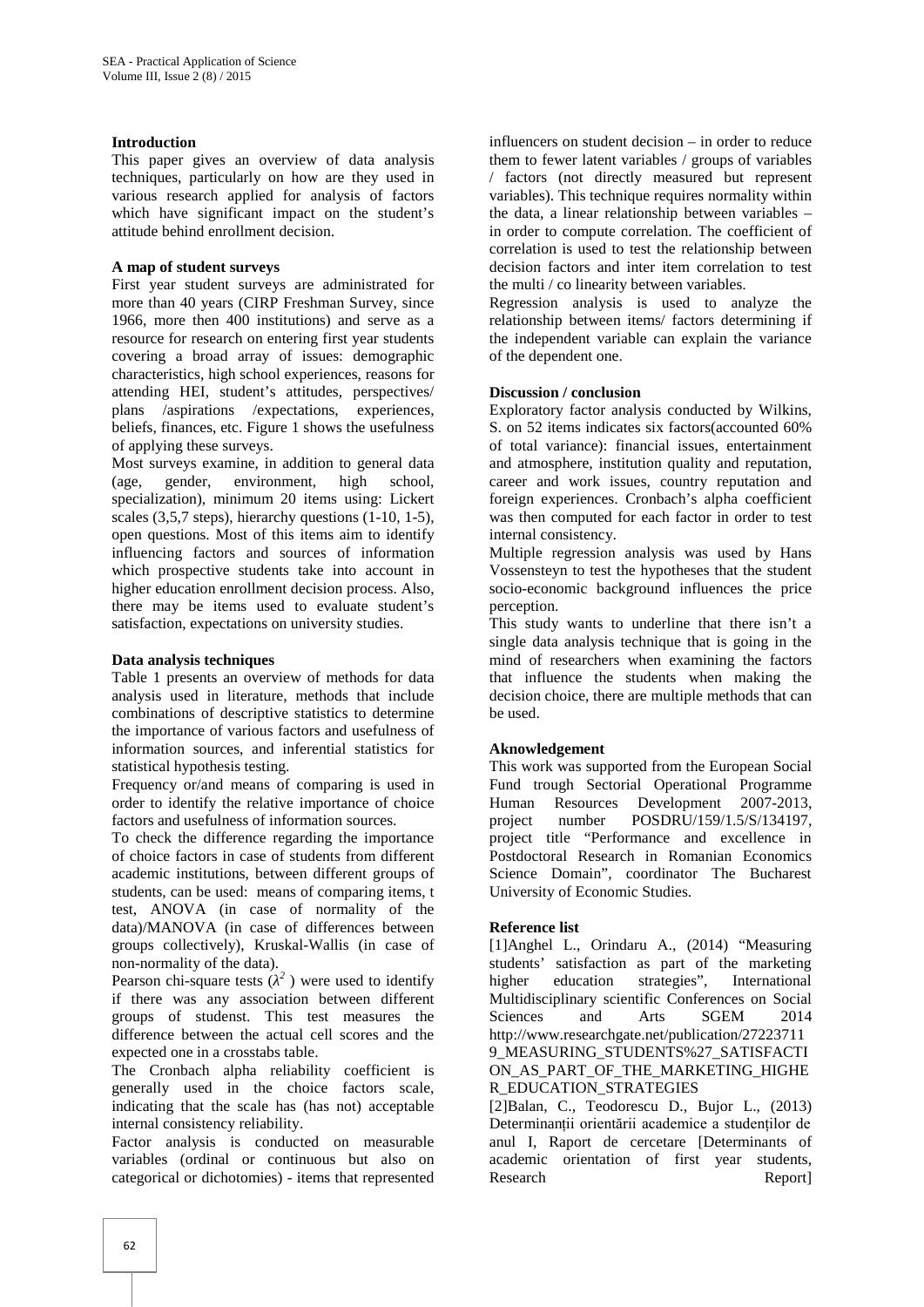### Introduction

This paper gives an overview of data analysis techniques, particularly on how are they used in various research applied for analysis of factors which have significant impact on the student's attitude behind enrollment decision.

### A map of student surveys

First year student surveys are administrated for more than 40 years (CIRP Freshman Survey, since 1966, more then 400 institutions) and serve as a resource for research on entering first year students covering a broad array of issues: demographic characteristics, high school experiences, reasons for attending HEI, student's attitudes, perspectives/ plans /aspirations /expectations, experiences, beliefs, finances, etc. Figure 1 shows the usefulness of applying these surveys.

Most surveys examine, in addition to general data (age, gender, environment, high school, specialization), minimum 20 items using: Lickert scales (3,5,7 steps), hierarchy questions (1-10, 1-5), open questions. Most of this items aim to identify influencing factors and sources of information which prospective students take into account in higher education enrollment decision process. Also, there may be items used to evaluate student's satisfaction, expectations on university studies.

### Data analysis techniques

Table 1 presents an overview of methods for data analysis used in literature, methods that include combinations of descriptive statistics to determine the importance of various factors and usefulness of information sources, and inferential statistics for statistical hypothesis testing.

Frequency or/and means of comparing is used in order to identify the relative importance of choice factors and usefulness of information sources.

To check the difference regarding the importance of choice factors in case of students from different academic institutions, between different groups of students, can be used: means of comparing items, t test, ANOVA (in case of normality of the data)/MANOVA (in case of differences between groups collectively), Kruskal-Wallis (in case of non-normality of the data).

Pearson chi-square tests ($\lambda^2$ ) were used to identify if there was any association between different groups of studenst. This test measures the difference between the actual cell scores and the expected one in a crosstabs table.

The Cronbach alpha reliability coefficient is generally used in the choice factors scale, indicating that the scale has (has not) acceptable internal consistency reliability.

Factor analysis is conducted on measurable variables (ordinal or continuous but also on categorical or dichotomies) - items that represented influencers on student decision – in order to reduce them to fewer latent variables / groups of variables / factors (not directly measured but represent variables). This technique requires normality within the data, a linear relationship between variables – in order to compute correlation. The coefficient of correlation is used to test the relationship between decision factors and inter item correlation to test the multi / co linearity between variables.

Regression analysis is used to analyze the relationship between items/ factors determining if the independent variable can explain the variance of the dependent one.

### Discussion / conclusion

Exploratory factor analysis conducted by Wilkins, S. on 52 items indicates six factors(accounted 60% of total variance): financial issues, entertainment and atmosphere, institution quality and reputation, career and work issues, country reputation and foreign experiences. Cronbach's alpha coefficient was then computed for each factor in order to test internal consistency.

Multiple regression analysis was used by Hans Vossensteyn to test the hypotheses that the student socio-economic background influences the price perception.

This study wants to underline that there isn't a single data analysis technique that is going in the mind of researchers when examining the factors that influence the students when making the decision choice, there are multiple methods that can be used.

### Aknowledgement

This work was supported from the European Social Fund trough Sectorial Operational Programme Human Resources Development 2007-2013, project number POSDRU/159/1.5/S/134197, project title "Performance and excellence in Postdoctoral Research in Romanian Economics Science Domain", coordinator The Bucharest University of Economic Studies.

### Reference list

[1]Anghel L., Orindaru A., (2014) "Measuring students' satisfaction as part of the marketing higher education strategies", International Multidisciplinary scientific Conferences on Social Sciences and Arts SGEM 2014 http://www.researchgate.net/publication/272237119_MEASURING_STUDENTS%27_SATISFACTION_AS_PART_OF_THE_MARKETING_HIGHER_EDUCATION_STRATEGIES

[2]Balan, C., Teodorescu D., Bujor L., (2013) Determinanții orientării academice a studenților de anul I, Raport de cercetare [Determinants of academic orientation of first year students, Research Report]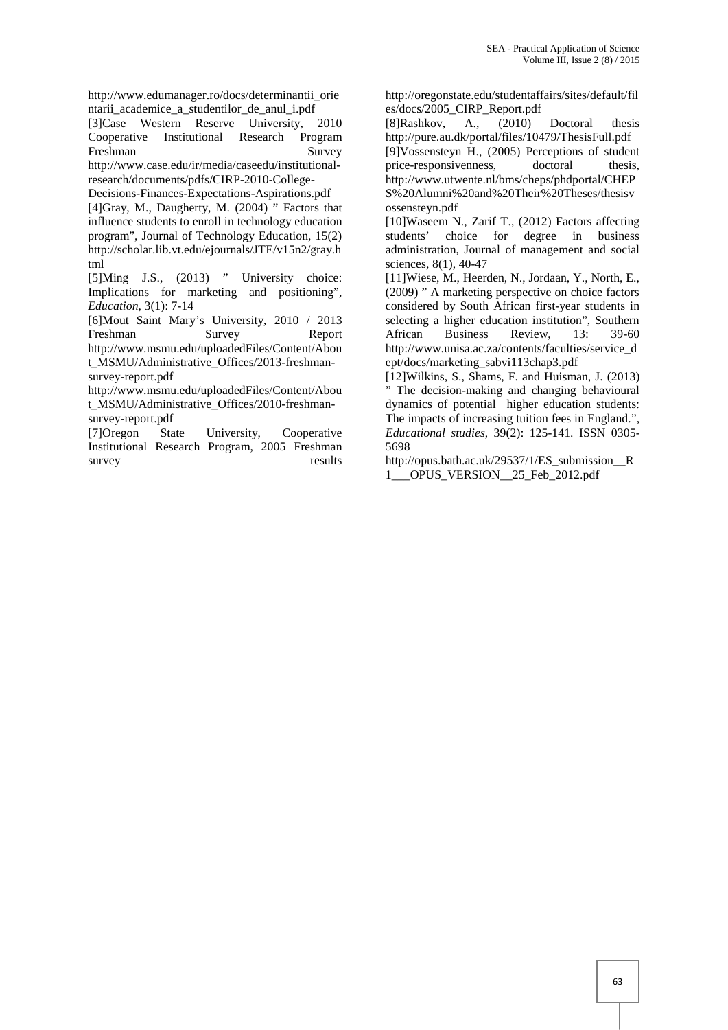http://www.edumanager.ro/docs/determinantii_orientarii_academice_a_studentilor_de_anul_i.pdf

[3]Case Western Reserve University, 2010 Cooperative Institutional Research Program Freshman Survey http://www.case.edu/ir/media/caseedu/institutional-research/documents/pdfs/CIRP-2010-College-Decisions-Finances-Expectations-Aspirations.pdf

[4]Gray, M., Daugherty, M. (2004) " Factors that influence students to enroll in technology education program", Journal of Technology Education, 15(2) http://scholar.lib.vt.edu/ejournals/JTE/v15n2/gray.html

[5]Ming J.S., (2013) " University choice: Implications for marketing and positioning", *Education*, 3(1): 7-14

[6]Mout Saint Mary's University, 2010 / 2013 Freshman Survey Report http://www.msmu.edu/uploadedFiles/Content/About_MSMU/Administrative_Offices/2013-freshman-survey-report.pdf http://www.msmu.edu/uploadedFiles/Content/About_MSMU/Administrative_Offices/2010-freshman-survey-report.pdf

[7]Oregon State University, Cooperative Institutional Research Program, 2005 Freshman survey results http://oregonstate.edu/studentaffairs/sites/default/files/docs/2005_CIRP_Report.pdf

[8]Rashkov, A., (2010) Doctoral thesis http://pure.au.dk/portal/files/10479/ThesisFull.pdf

[9]Vossensteyn H., (2005) Perceptions of student price-responsivenness, doctoral thesis, http://www.utwente.nl/bms/cheps/phdportal/CHEPS%20Alumni%20and%20Their%20Theses/thesisvossensteyn.pdf

[10]Waseem N., Zarif T., (2012) Factors affecting students' choice for degree in business administration, Journal of management and social sciences, 8(1), 40-47

[11]Wiese, M., Heerden, N., Jordaan, Y., North, E., (2009) " A marketing perspective on choice factors considered by South African first-year students in selecting a higher education institution", Southern African Business Review, 13: 39-60 http://www.unisa.ac.za/contents/faculties/service_dept/docs/marketing_sabvi113chap3.pdf

[12]Wilkins, S., Shams, F. and Huisman, J. (2013) " The decision-making and changing behavioural dynamics of potential higher education students: The impacts of increasing tuition fees in England.", *Educational studies*, 39(2): 125-141. ISSN 0305-5698

http://opus.bath.ac.uk/29537/1/ES_submission__R1___OPUS_VERSION__25_Feb_2012.pdf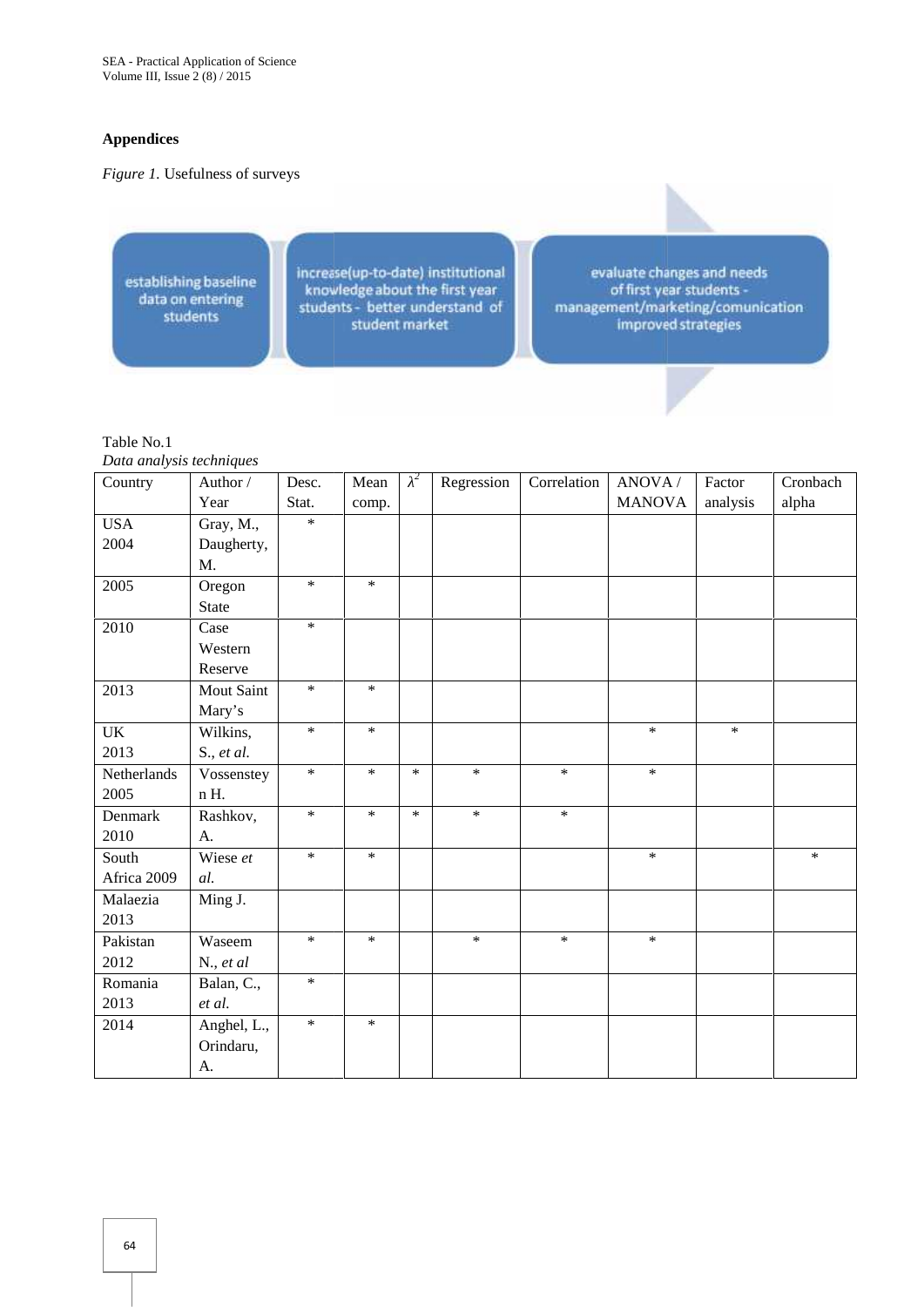## Appendices

*Figure 1.* Usefulness of surveys

establishing baseline data on entering students

increase(up-to-date) institutional knowledge about the first year students - better understand of student market

evaluate changes and needs of first year students - management/marketing/comunication improved strategies

Table No.1

*Data analysis techniques*

| Country | Author / Year | Desc. Stat. | Mean comp. | $\lambda^2$ | Regression | Correlation | ANOVA / MANOVA | Factor analysis | Cronbach alpha |
|---|---|---|---|---|---|---|---|---|---|
| USA 2004 | Gray, M., Daugherty, M. | * | | | | | | | |
| 2005 | Oregon State | * | * | | | | | | |
| 2010 | Case Western Reserve | * | | | | | | | |
| 2013 | Mout Saint Mary's | * | * | | | | | | |
| UK 2013 | Wilkins, S., *et al.* | * | * | | | | * | * | |
| Netherlands 2005 | Vossenstey n H. | * | * | * | * | * | * | | |
| Denmark 2010 | Rashkov, A. | * | * | * | * | * | | | |
| South Africa 2009 | Wiese *et al.* | * | * | | | | * | | * |
| Malaezia 2013 | Ming J. | | | | | | | | |
| Pakistan 2012 | Waseem N., *et al* | * | * | | * | * | * | | |
| Romania 2013 | Balan, C., *et al.* | * | | | | | | | |
| 2014 | Anghel, L., Orindaru, A. | * | * | | | | | | |